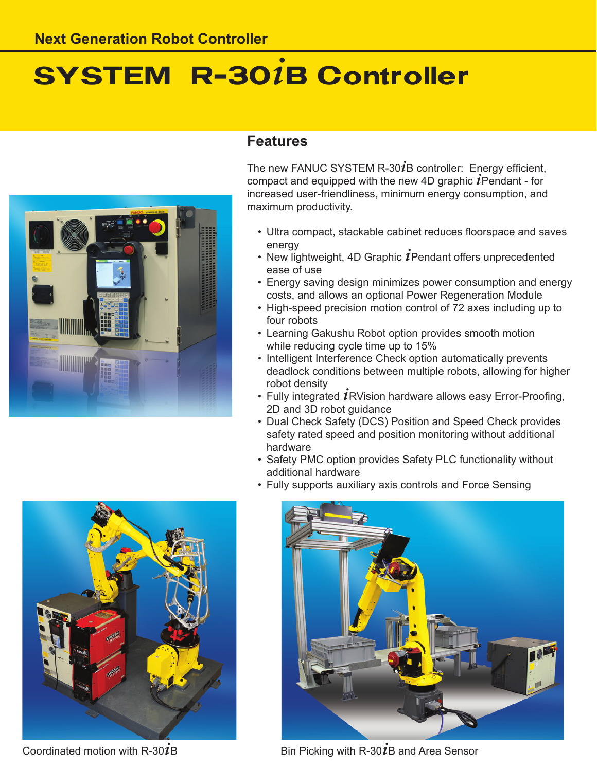Next Generation Robot Controller

# SYSTEM R-30*i*B Controller

## Features

The new FANUC SYSTEM R-30*i*B controller: Energy efficient, compact and equipped with the new 4D graphic *i*Pendant - for increased user-friendliness, minimum energy consumption, and maximum productivity.

- Ultra compact, stackable cabinet reduces floorspace and saves energy
- New lightweight, 4D Graphic *i*Pendant offers unprecedented ease of use
- Energy saving design minimizes power consumption and energy costs, and allows an optional Power Regeneration Module
- High-speed precision motion control of 72 axes including up to four robots
- Learning Gakushu Robot option provides smooth motion while reducing cycle time up to 15%
- Intelligent Interference Check option automatically prevents deadlock conditions between multiple robots, allowing for higher robot density
- Fully integrated *i*RVision hardware allows easy Error-Proofing, 2D and 3D robot guidance
- Dual Check Safety (DCS) Position and Speed Check provides safety rated speed and position monitoring without additional hardware
- Safety PMC option provides Safety PLC functionality without additional hardware
- Fully supports auxiliary axis controls and Force Sensing

Coordinated motion with R-30*i*B

Bin Picking with R-30*i*B and Area Sensor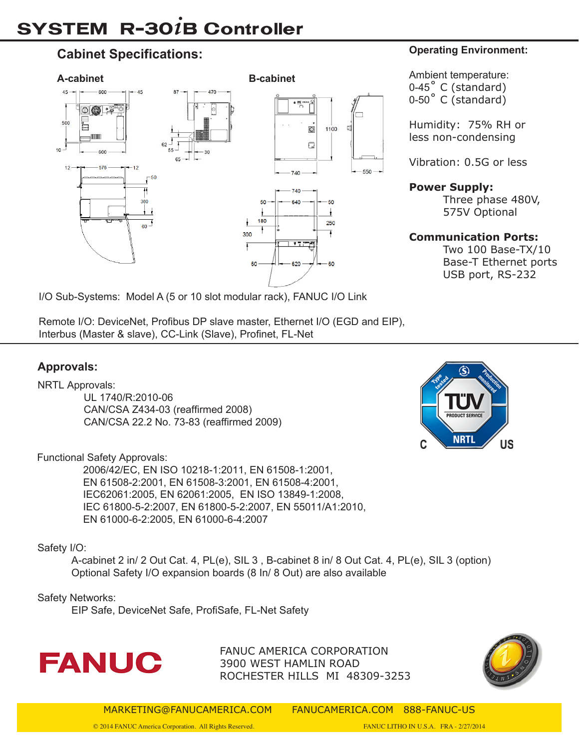# SYSTEM R-30*i*B Controller

## Cabinet Specifications:

A-cabinet

45
600
45
500
10
600
87
470
62
55
65
30
12
576
12
50
360
60

B-cabinet

1100
740
550
740
50
640
50
180
250
300
60
620
60

**Operating Environment:**

Ambient temperature:
0-45° C (standard)
0-50° C (standard)

Humidity: 75% RH or less non-condensing

Vibration: 0.5G or less

**Power Supply:**
Three phase 480V, 575V Optional

**Communication Ports:**
Two 100 Base-TX/10 Base-T Ethernet ports
USB port, RS-232

I/O Sub-Systems: Model A (5 or 10 slot modular rack), FANUC I/O Link

Remote I/O: DeviceNet, Profibus DP slave master, Ethernet I/O (EGD and EIP), Interbus (Master & slave), CC-Link (Slave), Profinet, FL-Net

## Approvals:

NRTL Approvals:
- UL 1740/R:2010-06
- CAN/CSA Z434-03 (reaffirmed 2008)
- CAN/CSA 22.2 No. 73-83 (reaffirmed 2009)

Type tested
Production monitored
TÜV
PRODUCT SERVICE
NRTL
C US

Functional Safety Approvals:
2006/42/EC, EN ISO 10218-1:2011, EN 61508-1:2001, EN 61508-2:2001, EN 61508-3:2001, EN 61508-4:2001, IEC62061:2005, EN 62061:2005, EN ISO 13849-1:2008, IEC 61800-5-2:2007, EN 61800-5-2:2007, EN 55011/A1:2010, EN 61000-6-2:2005, EN 61000-6-4:2007

Safety I/O:
A-cabinet 2 in/ 2 Out Cat. 4, PL(e), SIL 3 , B-cabinet 8 in/ 8 Out Cat. 4, PL(e), SIL 3 (option)
Optional Safety I/O expansion boards (8 In/ 8 Out) are also available

Safety Networks:
EIP Safe, DeviceNet Safe, ProfiSafe, FL-Net Safety

FANUC

FANUC AMERICA CORPORATION
3900 WEST HAMLIN ROAD
ROCHESTER HILLS MI 48309-3253

MARKETING@FANUCAMERICA.COM FANUCAMERICA.COM 888-FANUC-US

© 2014 FANUC America Corporation. All Rights Reserved. FANUC LITHO IN U.S.A. FRA - 2/27/2014